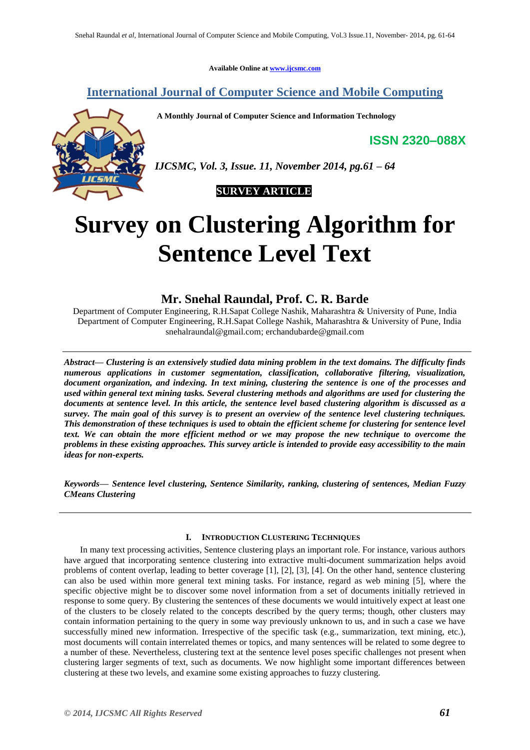Available Online at www.ijcsmc.com

# International Journal of Computer Science and Mobile Computing

**A Monthly Journal of Computer Science and Information Technology**

**ISSN 2320–088X**

*IJCSMC, Vol. 3, Issue. 11, November 2014, pg.61 – 64*

**SURVEY ARTICLE**

# Survey on Clustering Algorithm for Sentence Level Text

## Mr. Snehal Raundal, Prof. C. R. Barde

Department of Computer Engineering, R.H.Sapat College Nashik, Maharashtra & University of Pune, India
Department of Computer Engineering, R.H.Sapat College Nashik, Maharashtra & University of Pune, India
snehalraundal@gmail.com; erchandubarde@gmail.com

***Abstract— Clustering is an extensively studied data mining problem in the text domains. The difficulty finds numerous applications in customer segmentation, classification, collaborative filtering, visualization, document organization, and indexing. In text mining, clustering the sentence is one of the processes and used within general text mining tasks. Several clustering methods and algorithms are used for clustering the documents at sentence level. In this article, the sentence level based clustering algorithm is discussed as a survey. The main goal of this survey is to present an overview of the sentence level clustering techniques. This demonstration of these techniques is used to obtain the efficient scheme for clustering for sentence level text. We can obtain the more efficient method or we may propose the new technique to overcome the problems in these existing approaches. This survey article is intended to provide easy accessibility to the main ideas for non-experts.***

***Keywords— Sentence level clustering, Sentence Similarity, ranking, clustering of sentences, Median Fuzzy CMeans Clustering***

## I. INTRODUCTION CLUSTERING TECHNIQUES

In many text processing activities, Sentence clustering plays an important role. For instance, various authors have argued that incorporating sentence clustering into extractive multi-document summarization helps avoid problems of content overlap, leading to better coverage [1], [2], [3], [4]. On the other hand, sentence clustering can also be used within more general text mining tasks. For instance, regard as web mining [5], where the specific objective might be to discover some novel information from a set of documents initially retrieved in response to some query. By clustering the sentences of these documents we would intuitively expect at least one of the clusters to be closely related to the concepts described by the query terms; though, other clusters may contain information pertaining to the query in some way previously unknown to us, and in such a case we have successfully mined new information. Irrespective of the specific task (e.g., summarization, text mining, etc.), most documents will contain interrelated themes or topics, and many sentences will be related to some degree to a number of these. Nevertheless, clustering text at the sentence level poses specific challenges not present when clustering larger segments of text, such as documents. We now highlight some important differences between clustering at these two levels, and examine some existing approaches to fuzzy clustering.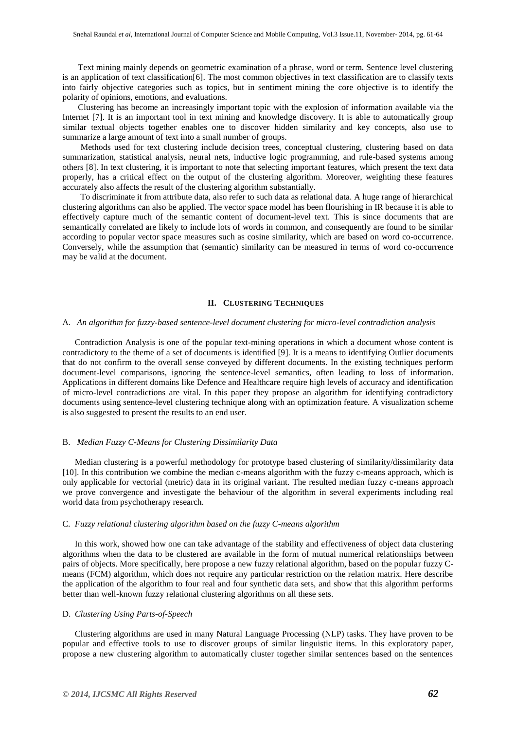Text mining mainly depends on geometric examination of a phrase, word or term. Sentence level clustering is an application of text classification[6]. The most common objectives in text classification are to classify texts into fairly objective categories such as topics, but in sentiment mining the core objective is to identify the polarity of opinions, emotions, and evaluations.

Clustering has become an increasingly important topic with the explosion of information available via the Internet [7]. It is an important tool in text mining and knowledge discovery. It is able to automatically group similar textual objects together enables one to discover hidden similarity and key concepts, also use to summarize a large amount of text into a small number of groups.

Methods used for text clustering include decision trees, conceptual clustering, clustering based on data summarization, statistical analysis, neural nets, inductive logic programming, and rule-based systems among others [8]. In text clustering, it is important to note that selecting important features, which present the text data properly, has a critical effect on the output of the clustering algorithm. Moreover, weighting these features accurately also affects the result of the clustering algorithm substantially.

To discriminate it from attribute data, also refer to such data as relational data. A huge range of hierarchical clustering algorithms can also be applied. The vector space model has been flourishing in IR because it is able to effectively capture much of the semantic content of document-level text. This is since documents that are semantically correlated are likely to include lots of words in common, and consequently are found to be similar according to popular vector space measures such as cosine similarity, which are based on word co-occurrence. Conversely, while the assumption that (semantic) similarity can be measured in terms of word co-occurrence may be valid at the document.

## II. Clustering Techniques

### A. *An algorithm for fuzzy-based sentence-level document clustering for micro-level contradiction analysis*

Contradiction Analysis is one of the popular text-mining operations in which a document whose content is contradictory to the theme of a set of documents is identified [9]. It is a means to identifying Outlier documents that do not confirm to the overall sense conveyed by different documents. In the existing techniques perform document-level comparisons, ignoring the sentence-level semantics, often leading to loss of information. Applications in different domains like Defence and Healthcare require high levels of accuracy and identification of micro-level contradictions are vital. In this paper they propose an algorithm for identifying contradictory documents using sentence-level clustering technique along with an optimization feature. A visualization scheme is also suggested to present the results to an end user.

### B. *Median Fuzzy C-Means for Clustering Dissimilarity Data*

Median clustering is a powerful methodology for prototype based clustering of similarity/dissimilarity data [10]. In this contribution we combine the median c-means algorithm with the fuzzy c-means approach, which is only applicable for vectorial (metric) data in its original variant. The resulted median fuzzy c-means approach we prove convergence and investigate the behaviour of the algorithm in several experiments including real world data from psychotherapy research.

### C. *Fuzzy relational clustering algorithm based on the fuzzy C-means algorithm*

In this work, showed how one can take advantage of the stability and effectiveness of object data clustering algorithms when the data to be clustered are available in the form of mutual numerical relationships between pairs of objects. More specifically, here propose a new fuzzy relational algorithm, based on the popular fuzzy C-means (FCM) algorithm, which does not require any particular restriction on the relation matrix. Here describe the application of the algorithm to four real and four synthetic data sets, and show that this algorithm performs better than well-known fuzzy relational clustering algorithms on all these sets.

### D. *Clustering Using Parts-of-Speech*

Clustering algorithms are used in many Natural Language Processing (NLP) tasks. They have proven to be popular and effective tools to use to discover groups of similar linguistic items. In this exploratory paper, propose a new clustering algorithm to automatically cluster together similar sentences based on the sentences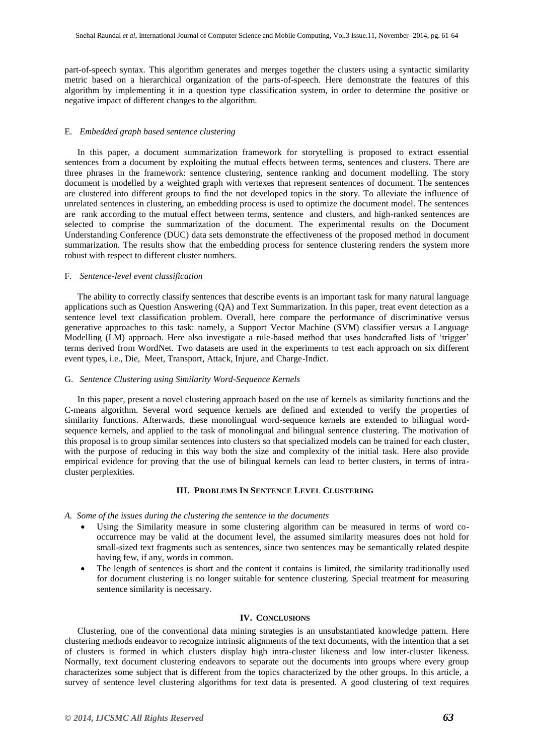part-of-speech syntax. This algorithm generates and merges together the clusters using a syntactic similarity metric based on a hierarchical organization of the parts-of-speech. Here demonstrate the features of this algorithm by implementing it in a question type classification system, in order to determine the positive or negative impact of different changes to the algorithm.

### E. *Embedded graph based sentence clustering*

In this paper, a document summarization framework for storytelling is proposed to extract essential sentences from a document by exploiting the mutual effects between terms, sentences and clusters. There are three phrases in the framework: sentence clustering, sentence ranking and document modelling. The story document is modelled by a weighted graph with vertexes that represent sentences of document. The sentences are clustered into different groups to find the not developed topics in the story. To alleviate the influence of unrelated sentences in clustering, an embedding process is used to optimize the document model. The sentences are rank according to the mutual effect between terms, sentence and clusters, and high-ranked sentences are selected to comprise the summarization of the document. The experimental results on the Document Understanding Conference (DUC) data sets demonstrate the effectiveness of the proposed method in document summarization. The results show that the embedding process for sentence clustering renders the system more robust with respect to different cluster numbers.

### F. *Sentence-level event classification*

The ability to correctly classify sentences that describe events is an important task for many natural language applications such as Question Answering (QA) and Text Summarization. In this paper, treat event detection as a sentence level text classification problem. Overall, here compare the performance of discriminative versus generative approaches to this task: namely, a Support Vector Machine (SVM) classifier versus a Language Modelling (LM) approach. Here also investigate a rule-based method that uses handcrafted lists of 'trigger' terms derived from WordNet. Two datasets are used in the experiments to test each approach on six different event types, i.e., Die, Meet, Transport, Attack, Injure, and Charge-Indict.

### G. *Sentence Clustering using Similarity Word-Sequence Kernels*

In this paper, present a novel clustering approach based on the use of kernels as similarity functions and the C-means algorithm. Several word sequence kernels are defined and extended to verify the properties of similarity functions. Afterwards, these monolingual word-sequence kernels are extended to bilingual word-sequence kernels, and applied to the task of monolingual and bilingual sentence clustering. The motivation of this proposal is to group similar sentences into clusters so that specialized models can be trained for each cluster, with the purpose of reducing in this way both the size and complexity of the initial task. Here also provide empirical evidence for proving that the use of bilingual kernels can lead to better clusters, in terms of intra-cluster perplexities.

## III. Problems In Sentence Level Clustering

### A. *Some of the issues during the clustering the sentence in the documents*

- Using the Similarity measure in some clustering algorithm can be measured in terms of word co-occurrence may be valid at the document level, the assumed similarity measures does not hold for small-sized text fragments such as sentences, since two sentences may be semantically related despite having few, if any, words in common.
- The length of sentences is short and the content it contains is limited, the similarity traditionally used for document clustering is no longer suitable for sentence clustering. Special treatment for measuring sentence similarity is necessary.

## IV. Conclusions

Clustering, one of the conventional data mining strategies is an unsubstantiated knowledge pattern. Here clustering methods endeavor to recognize intrinsic alignments of the text documents, with the intention that a set of clusters is formed in which clusters display high intra-cluster likeness and low inter-cluster likeness. Normally, text document clustering endeavors to separate out the documents into groups where every group characterizes some subject that is different from the topics characterized by the other groups. In this article, a survey of sentence level clustering algorithms for text data is presented. A good clustering of text requires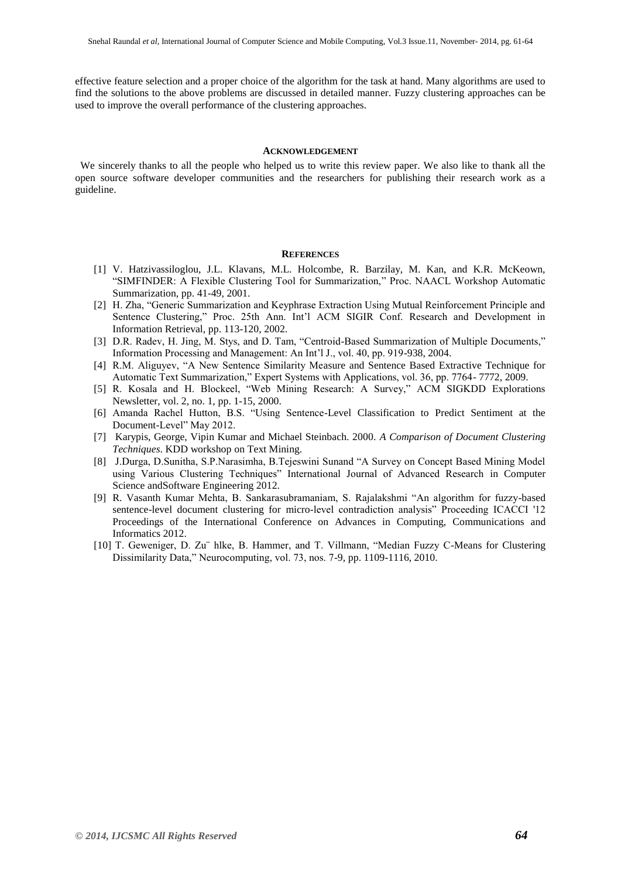effective feature selection and a proper choice of the algorithm for the task at hand. Many algorithms are used to find the solutions to the above problems are discussed in detailed manner. Fuzzy clustering approaches can be used to improve the overall performance of the clustering approaches.

## ACKNOWLEDGEMENT

We sincerely thanks to all the people who helped us to write this review paper. We also like to thank all the open source software developer communities and the researchers for publishing their research work as a guideline.

## REFERENCES

[1] V. Hatzivassiloglou, J.L. Klavans, M.L. Holcombe, R. Barzilay, M. Kan, and K.R. McKeown, "SIMFINDER: A Flexible Clustering Tool for Summarization," Proc. NAACL Workshop Automatic Summarization, pp. 41-49, 2001.

[2] H. Zha, "Generic Summarization and Keyphrase Extraction Using Mutual Reinforcement Principle and Sentence Clustering," Proc. 25th Ann. Int'l ACM SIGIR Conf. Research and Development in Information Retrieval, pp. 113-120, 2002.

[3] D.R. Radev, H. Jing, M. Stys, and D. Tam, "Centroid-Based Summarization of Multiple Documents," Information Processing and Management: An Int'l J., vol. 40, pp. 919-938, 2004.

[4] R.M. Aliguyev, "A New Sentence Similarity Measure and Sentence Based Extractive Technique for Automatic Text Summarization," Expert Systems with Applications, vol. 36, pp. 7764- 7772, 2009.

[5] R. Kosala and H. Blockeel, "Web Mining Research: A Survey," ACM SIGKDD Explorations Newsletter, vol. 2, no. 1, pp. 1-15, 2000.

[6] Amanda Rachel Hutton, B.S. "Using Sentence-Level Classification to Predict Sentiment at the Document-Level" May 2012.

[7] Karypis, George, Vipin Kumar and Michael Steinbach. 2000. *A Comparison of Document Clustering Techniques*. KDD workshop on Text Mining.

[8] J.Durga, D.Sunitha, S.P.Narasimha, B.Tejeswini Sunand "A Survey on Concept Based Mining Model using Various Clustering Techniques" International Journal of Advanced Research in Computer Science andSoftware Engineering 2012.

[9] R. Vasanth Kumar Mehta, B. Sankarasubramaniam, S. Rajalakshmi "An algorithm for fuzzy-based sentence-level document clustering for micro-level contradiction analysis" Proceeding ICACCI '12 Proceedings of the International Conference on Advances in Computing, Communications and Informatics 2012.

[10] T. Geweniger, D. Zu¨ hlke, B. Hammer, and T. Villmann, "Median Fuzzy C-Means for Clustering Dissimilarity Data," Neurocomputing, vol. 73, nos. 7-9, pp. 1109-1116, 2010.